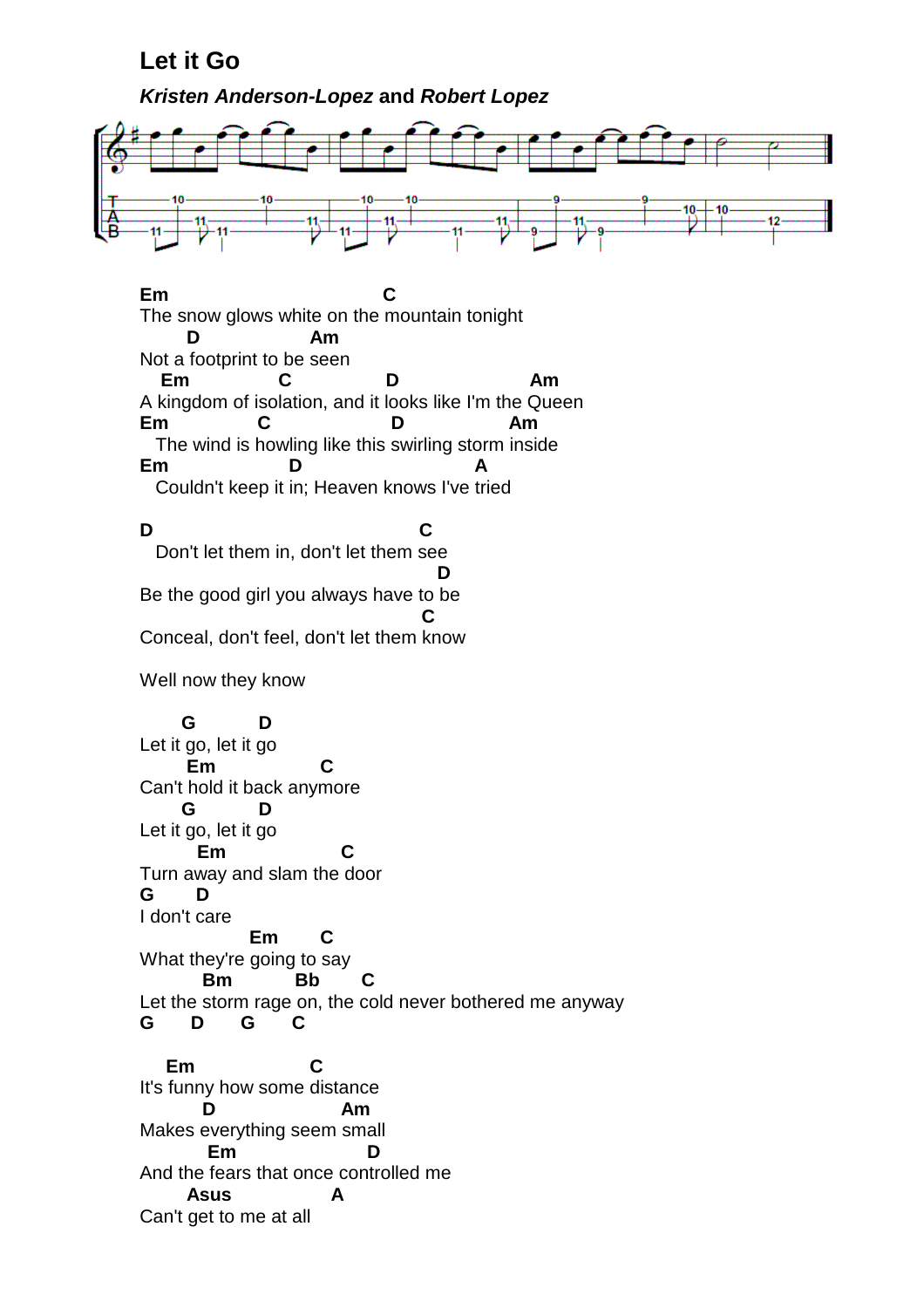# Let it Go

***Kristen Anderson-Lopez*** **and** ***Robert Lopez***

```
Em                          C
The snow glows white on the mountain tonight
    D              Am
Not a footprint to be seen
  Em          C            D                 Am
A kingdom of isolation, and it looks like I'm the Queen
Em            C              D              Am
  The wind is howling like this swirling storm inside
Em              D                   A
  Couldn't keep it in; Heaven knows I've tried

D                                   C
  Don't let them in, don't let them see
                                      D
Be the good girl you always have to be
                                    C
Conceal, don't feel, don't let them know

Well now they know

    G        D
Let it go, let it go
    Em             C
Can't hold it back anymore
    G        D
Let it go, let it go
     Em                C
Turn away and slam the door
G     D
I don't care
               Em       C
What they're going to say
      Bm          Bb       C
Let the storm rage on, the cold never bothered me anyway
G    D    G    C

  Em                C
It's funny how some distance
     D               Am
Makes everything seem small
      Em               D
And the fears that once controlled me
    Asus           A
Can't get to me at all
```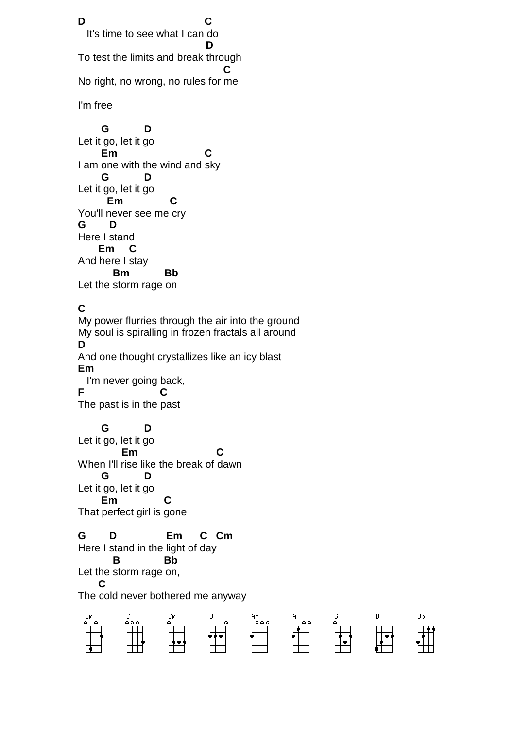```
D                              C
  It's time to see what I can do
                               D
To test the limits and break through
                                   C
No right, no wrong, no rules for me

I'm free

     G         D
Let it go, let it go
     Em                      C
I am one with the wind and sky
     G         D
Let it go, let it go
       Em           C
You'll never see me cry
G      D
Here I stand
     Em    C
And here I stay
        Bm         Bb
Let the storm rage on

C
My power flurries through the air into the ground
My soul is spiralling in frozen fractals all around
D
And one thought crystallizes like an icy blast
Em
  I'm never going back,
F                  C
The past is in the past

     G         D
Let it go, let it go
          Em                 C
When I'll rise like the break of dawn
     G         D
Let it go, let it go
     Em           C
That perfect girl is gone

G      D           Em     C   Cm
Here I stand in the light of day
        B          Bb
Let the storm rage on,
    C
The cold never bothered me anyway
```

Em   C   Cm   D   Am   A   G   B   Bb